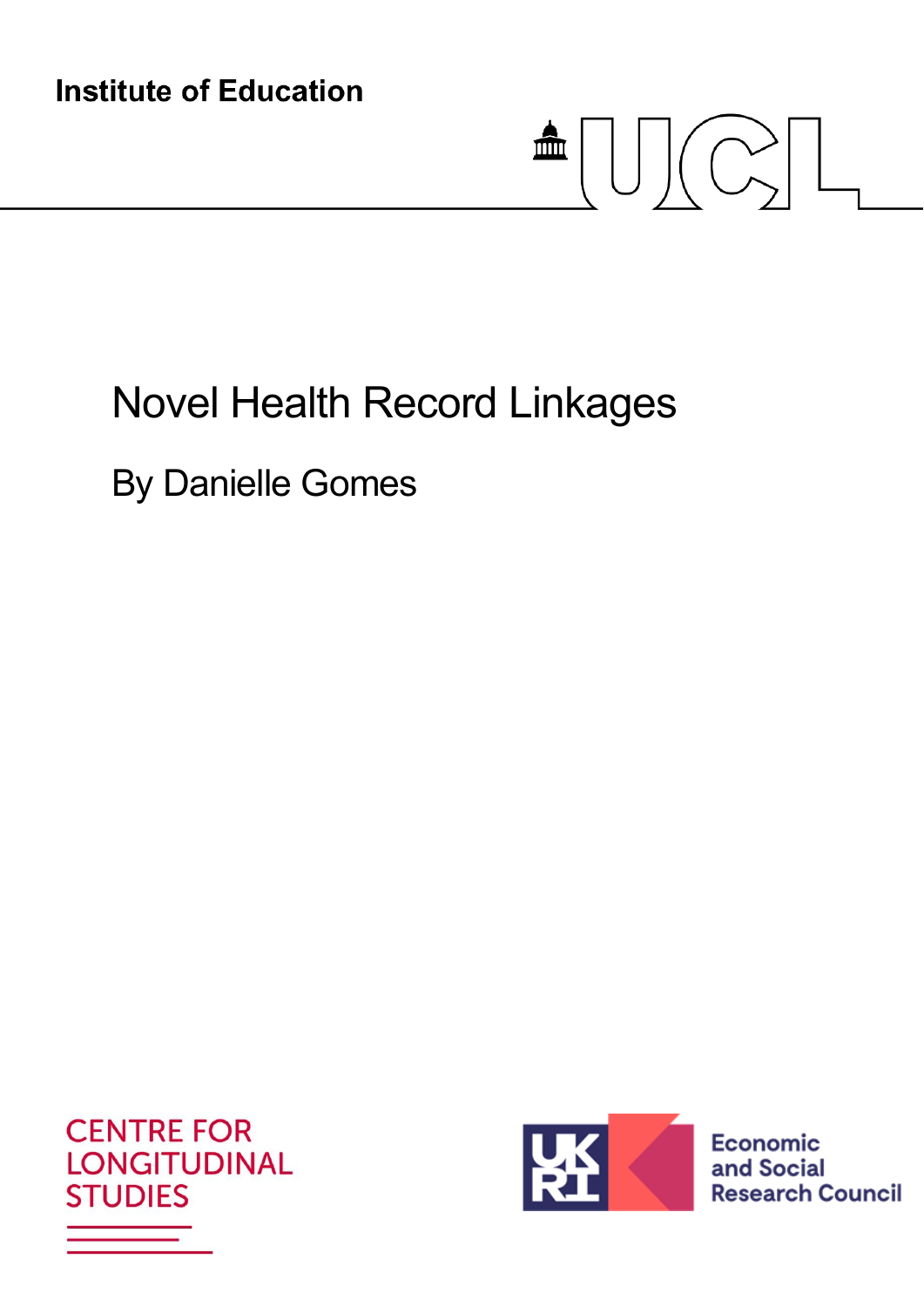Institute of Education

UCL

# Novel Health Record Linkages

By Danielle Gomes

CENTRE FOR LONGITUDINAL STUDIES

UKRI Economic and Social Research Council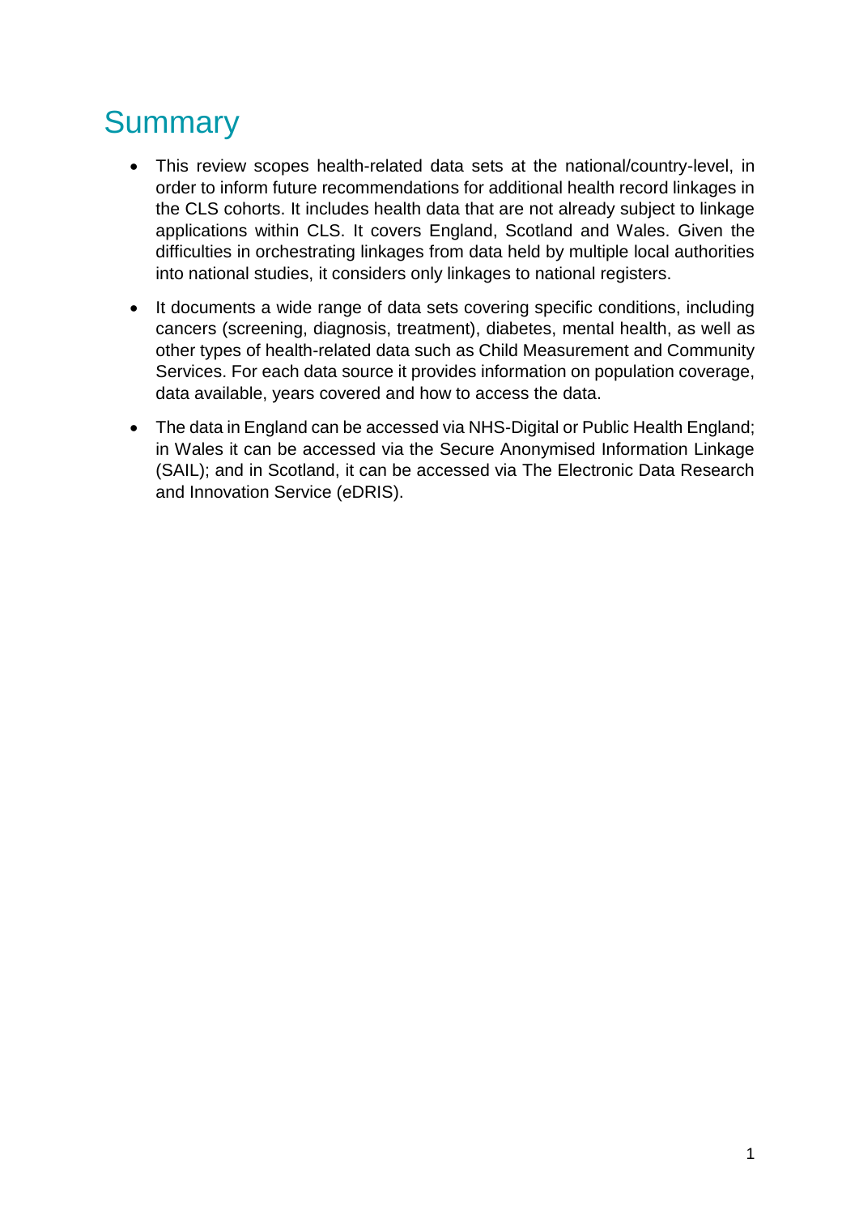# Summary

- This review scopes health-related data sets at the national/country-level, in order to inform future recommendations for additional health record linkages in the CLS cohorts. It includes health data that are not already subject to linkage applications within CLS. It covers England, Scotland and Wales. Given the difficulties in orchestrating linkages from data held by multiple local authorities into national studies, it considers only linkages to national registers.
- It documents a wide range of data sets covering specific conditions, including cancers (screening, diagnosis, treatment), diabetes, mental health, as well as other types of health-related data such as Child Measurement and Community Services. For each data source it provides information on population coverage, data available, years covered and how to access the data.
- The data in England can be accessed via NHS-Digital or Public Health England; in Wales it can be accessed via the Secure Anonymised Information Linkage (SAIL); and in Scotland, it can be accessed via The Electronic Data Research and Innovation Service (eDRIS).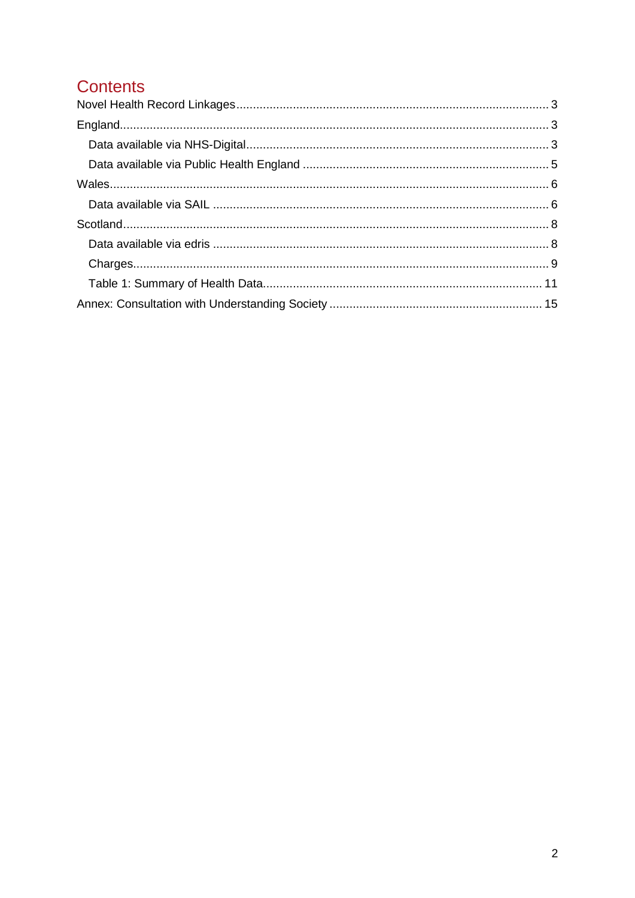# Contents

Novel Health Record Linkages ........................................................................................ 3

England ........................................................................................................................... 3

- Data available via NHS-Digital ................................................................................. 3
- Data available via Public Health England ................................................................ 5

Wales ................................................................................................................................ 6

- Data available via SAIL ............................................................................................ 6

Scotland ............................................................................................................................ 8

- Data available via edris ........................................................................................... 8
- Charges ................................................................................................................... 9
- Table 1: Summary of Health Data .......................................................................... 11

Annex: Consultation with Understanding Society ......................................................... 15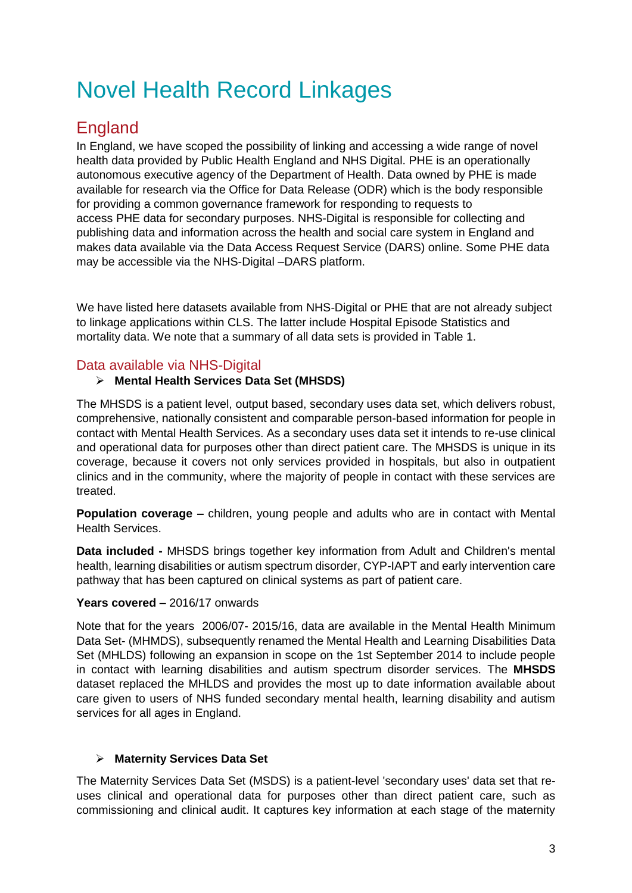# Novel Health Record Linkages

## England

In England, we have scoped the possibility of linking and accessing a wide range of novel health data provided by Public Health England and NHS Digital. PHE is an operationally autonomous executive agency of the Department of Health. Data owned by PHE is made available for research via the Office for Data Release (ODR) which is the body responsible for providing a common governance framework for responding to requests to access PHE data for secondary purposes. NHS-Digital is responsible for collecting and publishing data and information across the health and social care system in England and makes data available via the Data Access Request Service (DARS) online. Some PHE data may be accessible via the NHS-Digital –DARS platform.

We have listed here datasets available from NHS-Digital or PHE that are not already subject to linkage applications within CLS. The latter include Hospital Episode Statistics and mortality data. We note that a summary of all data sets is provided in Table 1.

### Data available via NHS-Digital

- **Mental Health Services Data Set (MHSDS)**

The MHSDS is a patient level, output based, secondary uses data set, which delivers robust, comprehensive, nationally consistent and comparable person-based information for people in contact with Mental Health Services. As a secondary uses data set it intends to re-use clinical and operational data for purposes other than direct patient care. The MHSDS is unique in its coverage, because it covers not only services provided in hospitals, but also in outpatient clinics and in the community, where the majority of people in contact with these services are treated.

**Population coverage –** children, young people and adults who are in contact with Mental Health Services.

**Data included -** MHSDS brings together key information from Adult and Children's mental health, learning disabilities or autism spectrum disorder, CYP-IAPT and early intervention care pathway that has been captured on clinical systems as part of patient care.

**Years covered –** 2016/17 onwards

Note that for the years 2006/07- 2015/16, data are available in the Mental Health Minimum Data Set- (MHMDS), subsequently renamed the Mental Health and Learning Disabilities Data Set (MHLDS) following an expansion in scope on the 1st September 2014 to include people in contact with learning disabilities and autism spectrum disorder services. The **MHSDS** dataset replaced the MHLDS and provides the most up to date information available about care given to users of NHS funded secondary mental health, learning disability and autism services for all ages in England.

- **Maternity Services Data Set**

The Maternity Services Data Set (MSDS) is a patient-level 'secondary uses' data set that re-uses clinical and operational data for purposes other than direct patient care, such as commissioning and clinical audit. It captures key information at each stage of the maternity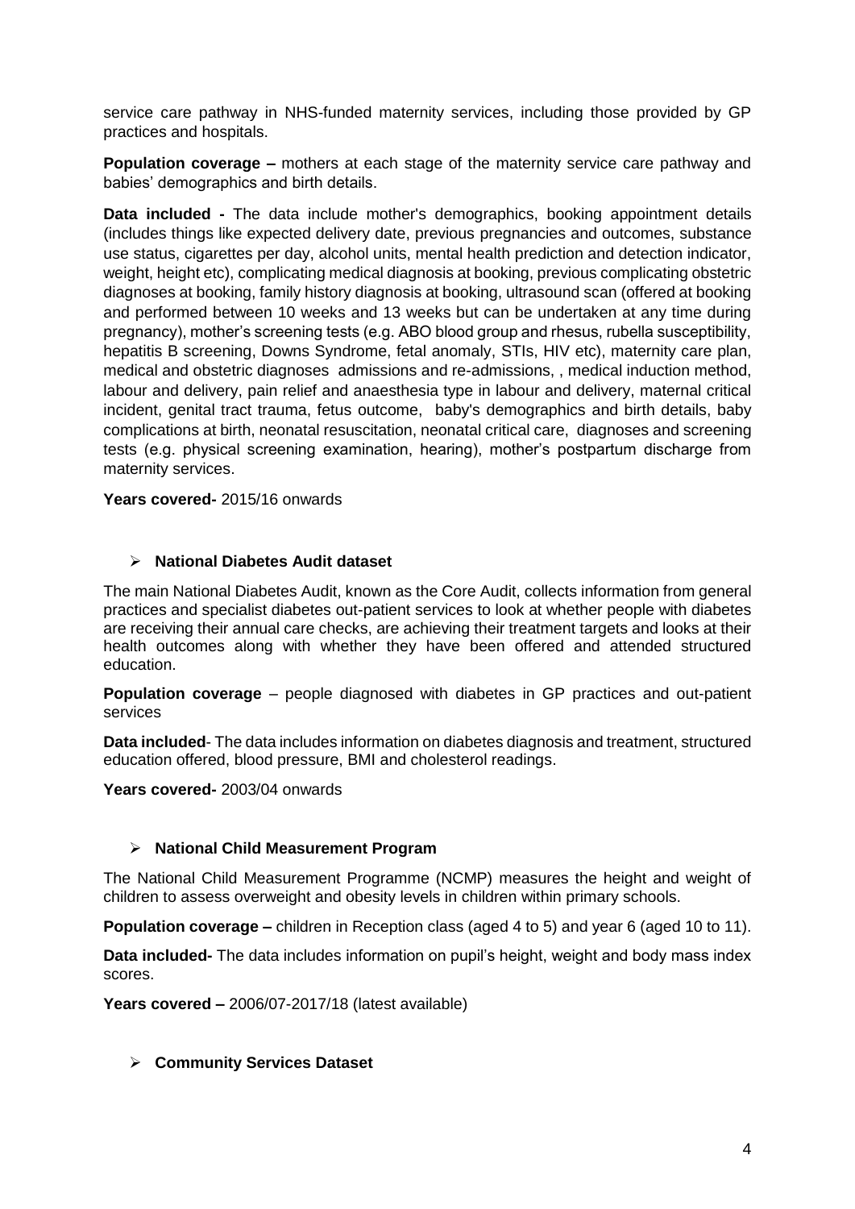service care pathway in NHS-funded maternity services, including those provided by GP practices and hospitals.

**Population coverage –** mothers at each stage of the maternity service care pathway and babies' demographics and birth details.

**Data included -** The data include mother's demographics, booking appointment details (includes things like expected delivery date, previous pregnancies and outcomes, substance use status, cigarettes per day, alcohol units, mental health prediction and detection indicator, weight, height etc), complicating medical diagnosis at booking, previous complicating obstetric diagnoses at booking, family history diagnosis at booking, ultrasound scan (offered at booking and performed between 10 weeks and 13 weeks but can be undertaken at any time during pregnancy), mother's screening tests (e.g. ABO blood group and rhesus, rubella susceptibility, hepatitis B screening, Downs Syndrome, fetal anomaly, STIs, HIV etc), maternity care plan, medical and obstetric diagnoses admissions and re-admissions, , medical induction method, labour and delivery, pain relief and anaesthesia type in labour and delivery, maternal critical incident, genital tract trauma, fetus outcome, baby's demographics and birth details, baby complications at birth, neonatal resuscitation, neonatal critical care, diagnoses and screening tests (e.g. physical screening examination, hearing), mother's postpartum discharge from maternity services.

**Years covered-** 2015/16 onwards

- **National Diabetes Audit dataset**

The main National Diabetes Audit, known as the Core Audit, collects information from general practices and specialist diabetes out-patient services to look at whether people with diabetes are receiving their annual care checks, are achieving their treatment targets and looks at their health outcomes along with whether they have been offered and attended structured education.

**Population coverage** – people diagnosed with diabetes in GP practices and out-patient services

**Data included**- The data includes information on diabetes diagnosis and treatment, structured education offered, blood pressure, BMI and cholesterol readings.

**Years covered-** 2003/04 onwards

- **National Child Measurement Program**

The National Child Measurement Programme (NCMP) measures the height and weight of children to assess overweight and obesity levels in children within primary schools.

**Population coverage –** children in Reception class (aged 4 to 5) and year 6 (aged 10 to 11).

**Data included-** The data includes information on pupil's height, weight and body mass index scores.

**Years covered –** 2006/07-2017/18 (latest available)

- **Community Services Dataset**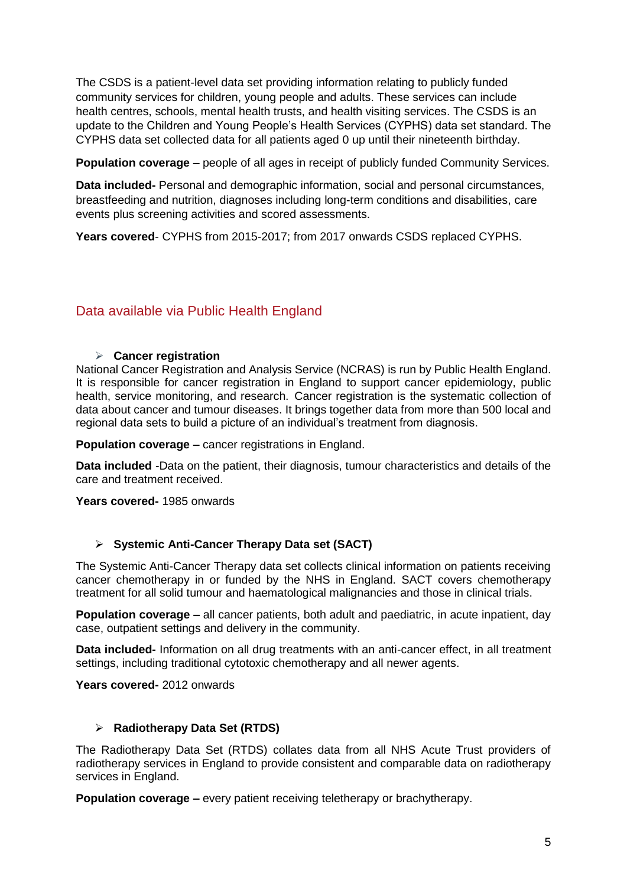The CSDS is a patient-level data set providing information relating to publicly funded community services for children, young people and adults. These services can include health centres, schools, mental health trusts, and health visiting services. The CSDS is an update to the Children and Young People's Health Services (CYPHS) data set standard. The CYPHS data set collected data for all patients aged 0 up until their nineteenth birthday.

**Population coverage –** people of all ages in receipt of publicly funded Community Services.

**Data included-** Personal and demographic information, social and personal circumstances, breastfeeding and nutrition, diagnoses including long-term conditions and disabilities, care events plus screening activities and scored assessments.

**Years covered**- CYPHS from 2015-2017; from 2017 onwards CSDS replaced CYPHS.

## Data available via Public Health England

- **Cancer registration**

National Cancer Registration and Analysis Service (NCRAS) is run by Public Health England. It is responsible for cancer registration in England to support cancer epidemiology, public health, service monitoring, and research. Cancer registration is the systematic collection of data about cancer and tumour diseases. It brings together data from more than 500 local and regional data sets to build a picture of an individual's treatment from diagnosis.

**Population coverage –** cancer registrations in England.

**Data included** -Data on the patient, their diagnosis, tumour characteristics and details of the care and treatment received.

**Years covered-** 1985 onwards

- **Systemic Anti-Cancer Therapy Data set (SACT)**

The Systemic Anti-Cancer Therapy data set collects clinical information on patients receiving cancer chemotherapy in or funded by the NHS in England. SACT covers chemotherapy treatment for all solid tumour and haematological malignancies and those in clinical trials.

**Population coverage –** all cancer patients, both adult and paediatric, in acute inpatient, day case, outpatient settings and delivery in the community.

**Data included-** Information on all drug treatments with an anti-cancer effect, in all treatment settings, including traditional cytotoxic chemotherapy and all newer agents.

**Years covered-** 2012 onwards

- **Radiotherapy Data Set (RTDS)**

The Radiotherapy Data Set (RTDS) collates data from all NHS Acute Trust providers of radiotherapy services in England to provide consistent and comparable data on radiotherapy services in England.

**Population coverage –** every patient receiving teletherapy or brachytherapy.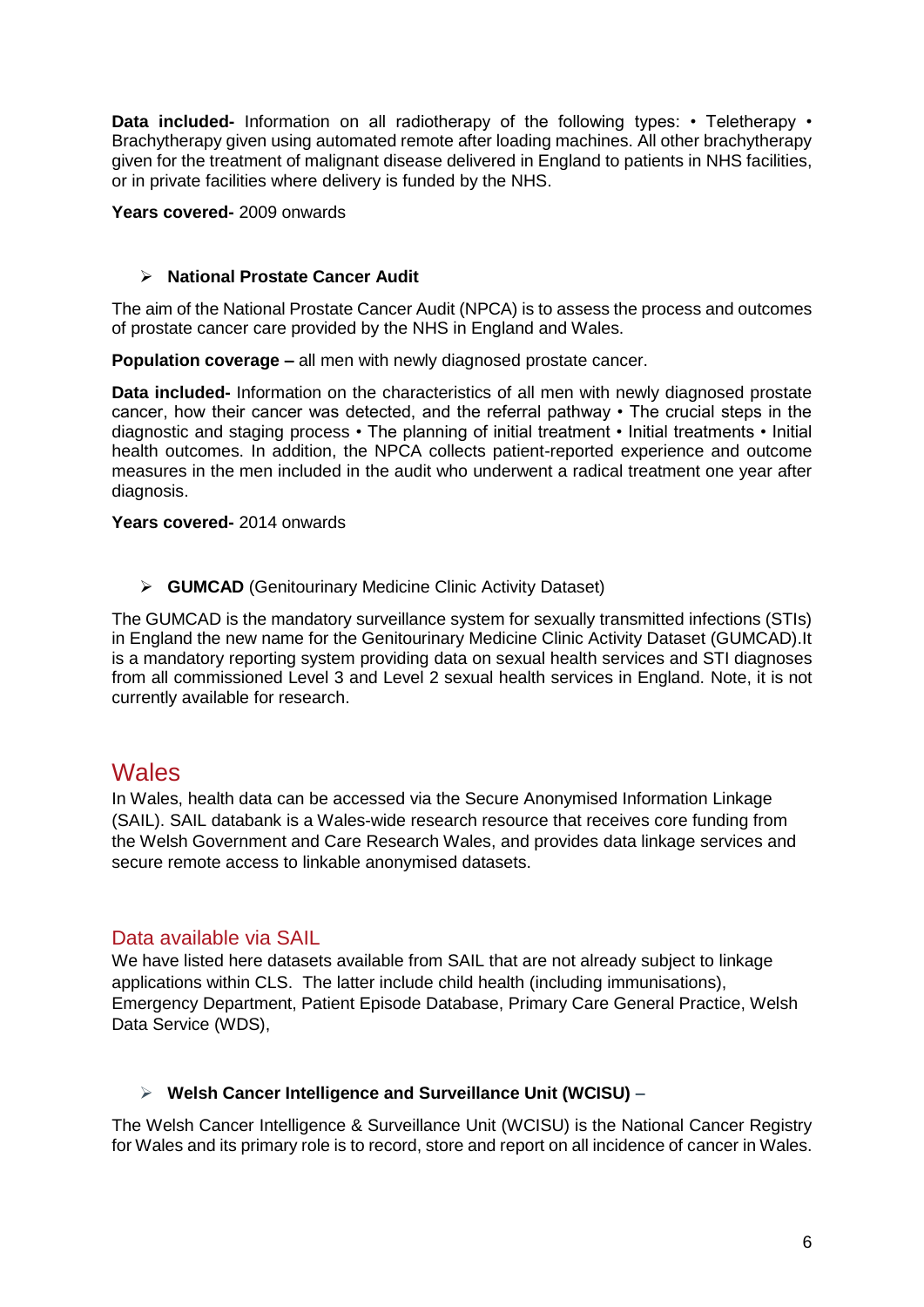**Data included-** Information on all radiotherapy of the following types: • Teletherapy • Brachytherapy given using automated remote after loading machines. All other brachytherapy given for the treatment of malignant disease delivered in England to patients in NHS facilities, or in private facilities where delivery is funded by the NHS.

**Years covered-** 2009 onwards

- **National Prostate Cancer Audit**

The aim of the National Prostate Cancer Audit (NPCA) is to assess the process and outcomes of prostate cancer care provided by the NHS in England and Wales.

**Population coverage –** all men with newly diagnosed prostate cancer.

**Data included-** Information on the characteristics of all men with newly diagnosed prostate cancer, how their cancer was detected, and the referral pathway • The crucial steps in the diagnostic and staging process • The planning of initial treatment • Initial treatments • Initial health outcomes. In addition, the NPCA collects patient-reported experience and outcome measures in the men included in the audit who underwent a radical treatment one year after diagnosis.

**Years covered-** 2014 onwards

- **GUMCAD** (Genitourinary Medicine Clinic Activity Dataset)

The GUMCAD is the mandatory surveillance system for sexually transmitted infections (STIs) in England the new name for the Genitourinary Medicine Clinic Activity Dataset (GUMCAD).It is a mandatory reporting system providing data on sexual health services and STI diagnoses from all commissioned Level 3 and Level 2 sexual health services in England. Note, it is not currently available for research.

# Wales

In Wales, health data can be accessed via the Secure Anonymised Information Linkage (SAIL). SAIL databank is a Wales-wide research resource that receives core funding from the Welsh Government and Care Research Wales, and provides data linkage services and secure remote access to linkable anonymised datasets.

## Data available via SAIL

We have listed here datasets available from SAIL that are not already subject to linkage applications within CLS. The latter include child health (including immunisations), Emergency Department, Patient Episode Database, Primary Care General Practice, Welsh Data Service (WDS),

- **Welsh Cancer Intelligence and Surveillance Unit (WCISU)** –

The Welsh Cancer Intelligence & Surveillance Unit (WCISU) is the National Cancer Registry for Wales and its primary role is to record, store and report on all incidence of cancer in Wales.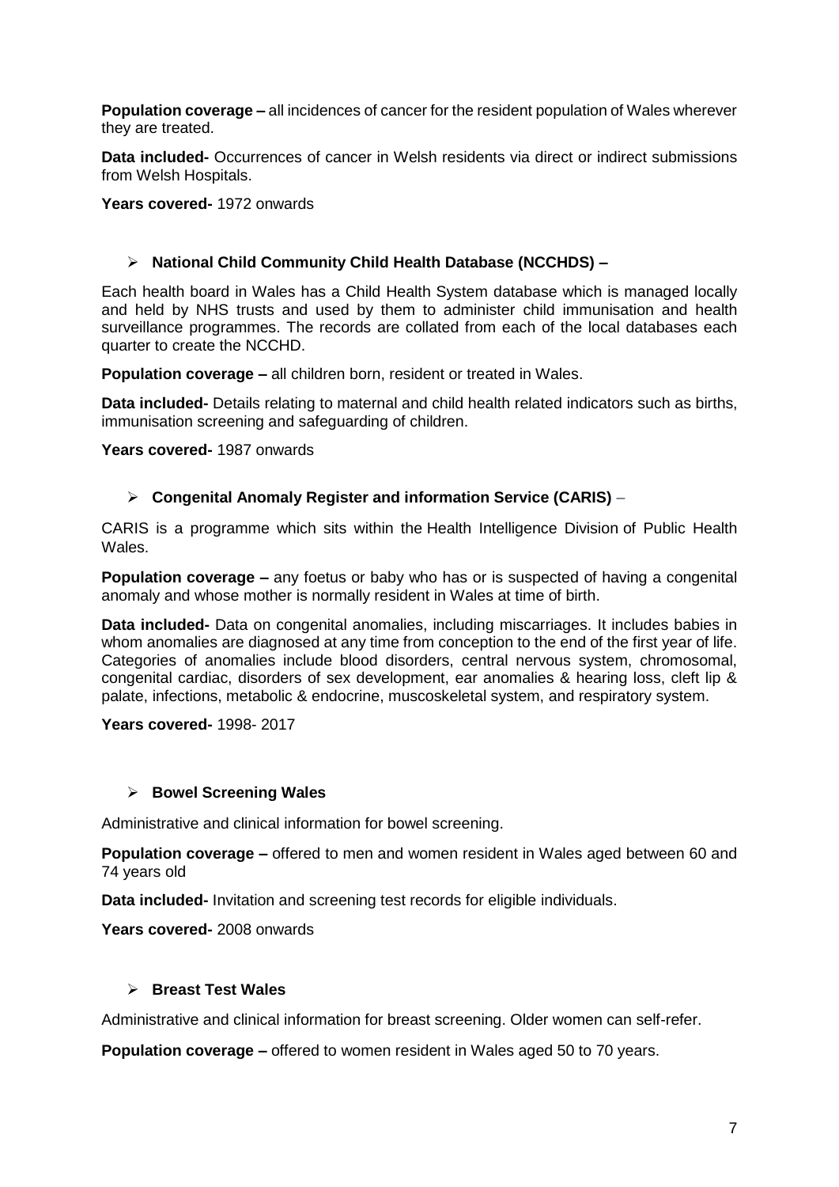**Population coverage –** all incidences of cancer for the resident population of Wales wherever they are treated.

**Data included-** Occurrences of cancer in Welsh residents via direct or indirect submissions from Welsh Hospitals.

**Years covered-** 1972 onwards

- **National Child Community Child Health Database (NCCHDS) –**

Each health board in Wales has a Child Health System database which is managed locally and held by NHS trusts and used by them to administer child immunisation and health surveillance programmes. The records are collated from each of the local databases each quarter to create the NCCHD.

**Population coverage –** all children born, resident or treated in Wales.

**Data included-** Details relating to maternal and child health related indicators such as births, immunisation screening and safeguarding of children.

**Years covered-** 1987 onwards

- **Congenital Anomaly Register and information Service (CARIS)** –

CARIS is a programme which sits within the Health Intelligence Division of Public Health Wales.

**Population coverage –** any foetus or baby who has or is suspected of having a congenital anomaly and whose mother is normally resident in Wales at time of birth.

**Data included-** Data on congenital anomalies, including miscarriages. It includes babies in whom anomalies are diagnosed at any time from conception to the end of the first year of life. Categories of anomalies include blood disorders, central nervous system, chromosomal, congenital cardiac, disorders of sex development, ear anomalies & hearing loss, cleft lip & palate, infections, metabolic & endocrine, muscoskeletal system, and respiratory system.

**Years covered-** 1998- 2017

- **Bowel Screening Wales**

Administrative and clinical information for bowel screening.

**Population coverage –** offered to men and women resident in Wales aged between 60 and 74 years old

**Data included-** Invitation and screening test records for eligible individuals.

**Years covered-** 2008 onwards

- **Breast Test Wales**

Administrative and clinical information for breast screening. Older women can self-refer.

**Population coverage –** offered to women resident in Wales aged 50 to 70 years.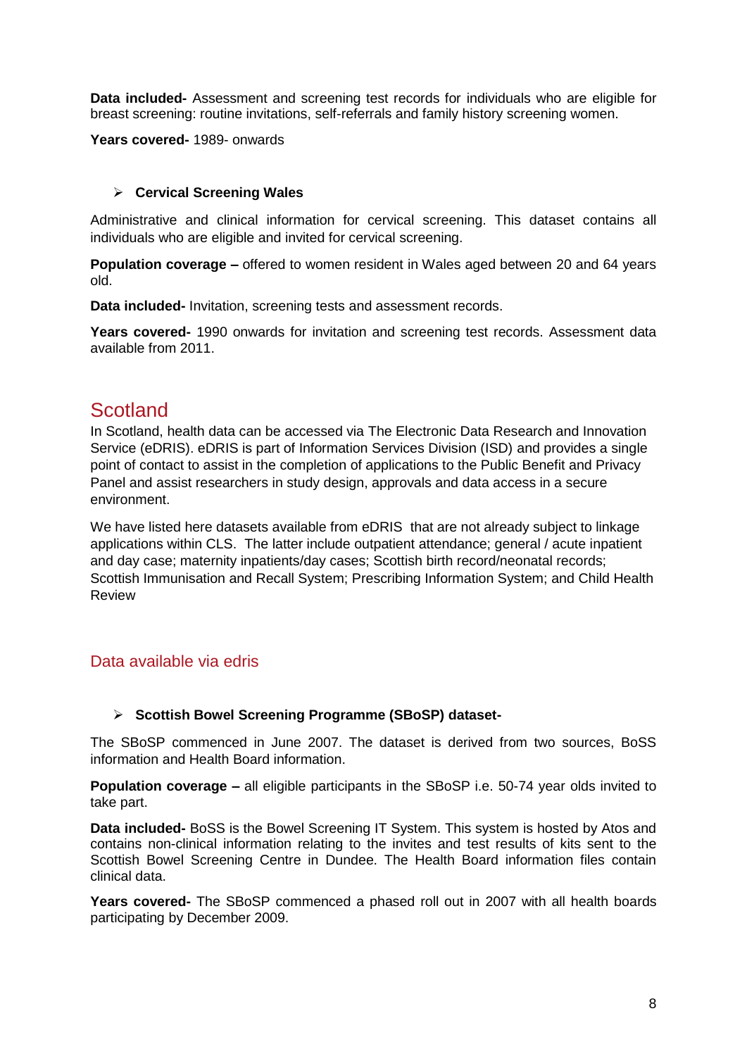**Data included-** Assessment and screening test records for individuals who are eligible for breast screening: routine invitations, self-referrals and family history screening women.

**Years covered-** 1989- onwards

- **Cervical Screening Wales**

Administrative and clinical information for cervical screening. This dataset contains all individuals who are eligible and invited for cervical screening.

**Population coverage –** offered to women resident in Wales aged between 20 and 64 years old.

**Data included-** Invitation, screening tests and assessment records.

**Years covered-** 1990 onwards for invitation and screening test records. Assessment data available from 2011.

## Scotland

In Scotland, health data can be accessed via The Electronic Data Research and Innovation Service (eDRIS). eDRIS is part of Information Services Division (ISD) and provides a single point of contact to assist in the completion of applications to the Public Benefit and Privacy Panel and assist researchers in study design, approvals and data access in a secure environment.

We have listed here datasets available from eDRIS that are not already subject to linkage applications within CLS. The latter include outpatient attendance; general / acute inpatient and day case; maternity inpatients/day cases; Scottish birth record/neonatal records; Scottish Immunisation and Recall System; Prescribing Information System; and Child Health Review

### Data available via edris

- **Scottish Bowel Screening Programme (SBoSP) dataset-**

The SBoSP commenced in June 2007. The dataset is derived from two sources, BoSS information and Health Board information.

**Population coverage –** all eligible participants in the SBoSP i.e. 50-74 year olds invited to take part.

**Data included-** BoSS is the Bowel Screening IT System. This system is hosted by Atos and contains non-clinical information relating to the invites and test results of kits sent to the Scottish Bowel Screening Centre in Dundee. The Health Board information files contain clinical data.

**Years covered-** The SBoSP commenced a phased roll out in 2007 with all health boards participating by December 2009.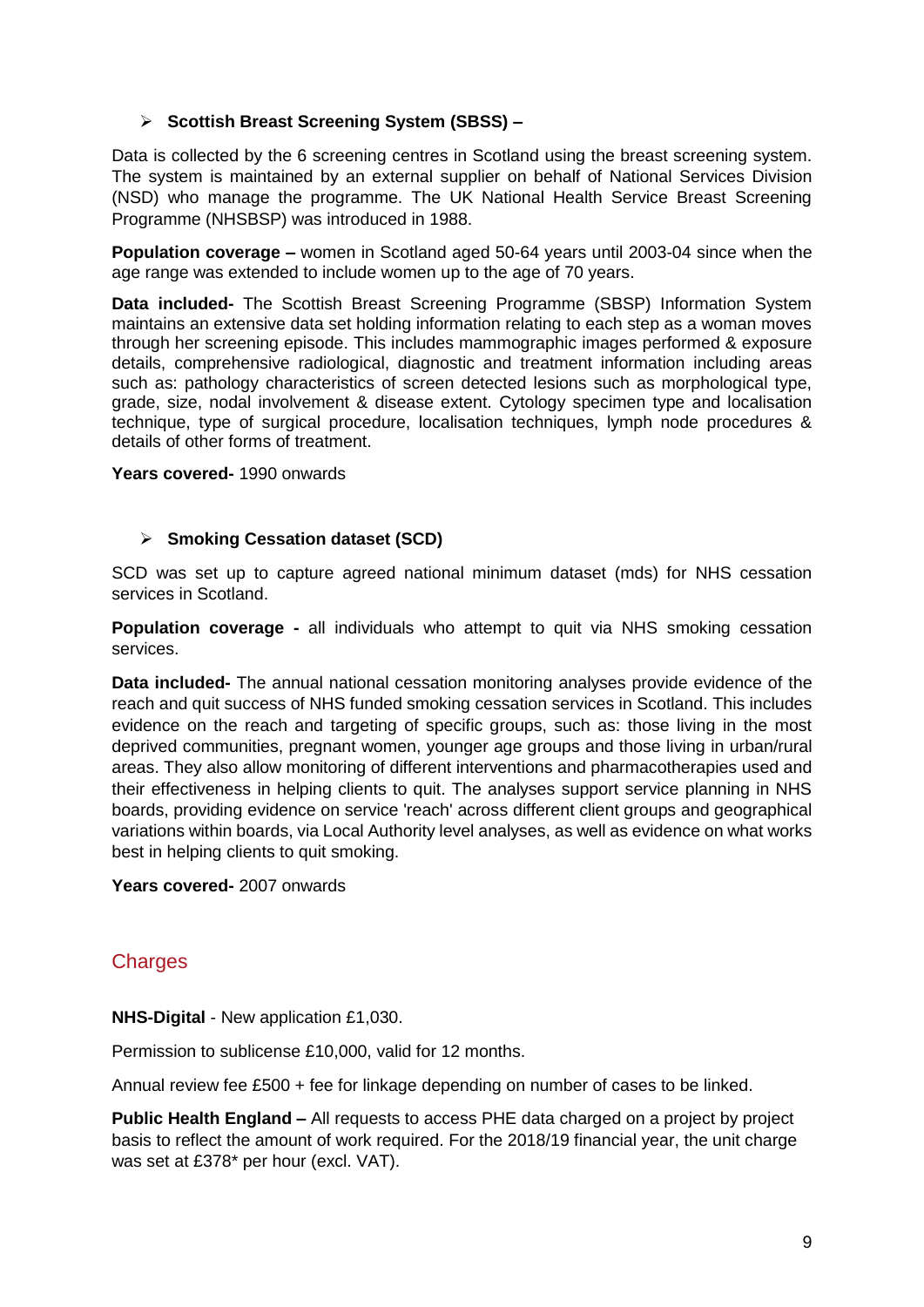- **Scottish Breast Screening System (SBSS) –**

Data is collected by the 6 screening centres in Scotland using the breast screening system. The system is maintained by an external supplier on behalf of National Services Division (NSD) who manage the programme. The UK National Health Service Breast Screening Programme (NHSBSP) was introduced in 1988.

**Population coverage –** women in Scotland aged 50-64 years until 2003-04 since when the age range was extended to include women up to the age of 70 years.

**Data included-** The Scottish Breast Screening Programme (SBSP) Information System maintains an extensive data set holding information relating to each step as a woman moves through her screening episode. This includes mammographic images performed & exposure details, comprehensive radiological, diagnostic and treatment information including areas such as: pathology characteristics of screen detected lesions such as morphological type, grade, size, nodal involvement & disease extent. Cytology specimen type and localisation technique, type of surgical procedure, localisation techniques, lymph node procedures & details of other forms of treatment.

**Years covered-** 1990 onwards

- **Smoking Cessation dataset (SCD)**

SCD was set up to capture agreed national minimum dataset (mds) for NHS cessation services in Scotland.

**Population coverage -** all individuals who attempt to quit via NHS smoking cessation services.

**Data included-** The annual national cessation monitoring analyses provide evidence of the reach and quit success of NHS funded smoking cessation services in Scotland. This includes evidence on the reach and targeting of specific groups, such as: those living in the most deprived communities, pregnant women, younger age groups and those living in urban/rural areas. They also allow monitoring of different interventions and pharmacotherapies used and their effectiveness in helping clients to quit. The analyses support service planning in NHS boards, providing evidence on service 'reach' across different client groups and geographical variations within boards, via Local Authority level analyses, as well as evidence on what works best in helping clients to quit smoking.

**Years covered-** 2007 onwards

## Charges

**NHS-Digital** - New application £1,030.

Permission to sublicense £10,000, valid for 12 months.

Annual review fee £500 + fee for linkage depending on number of cases to be linked.

**Public Health England –** All requests to access PHE data charged on a project by project basis to reflect the amount of work required. For the 2018/19 financial year, the unit charge was set at £378* per hour (excl. VAT).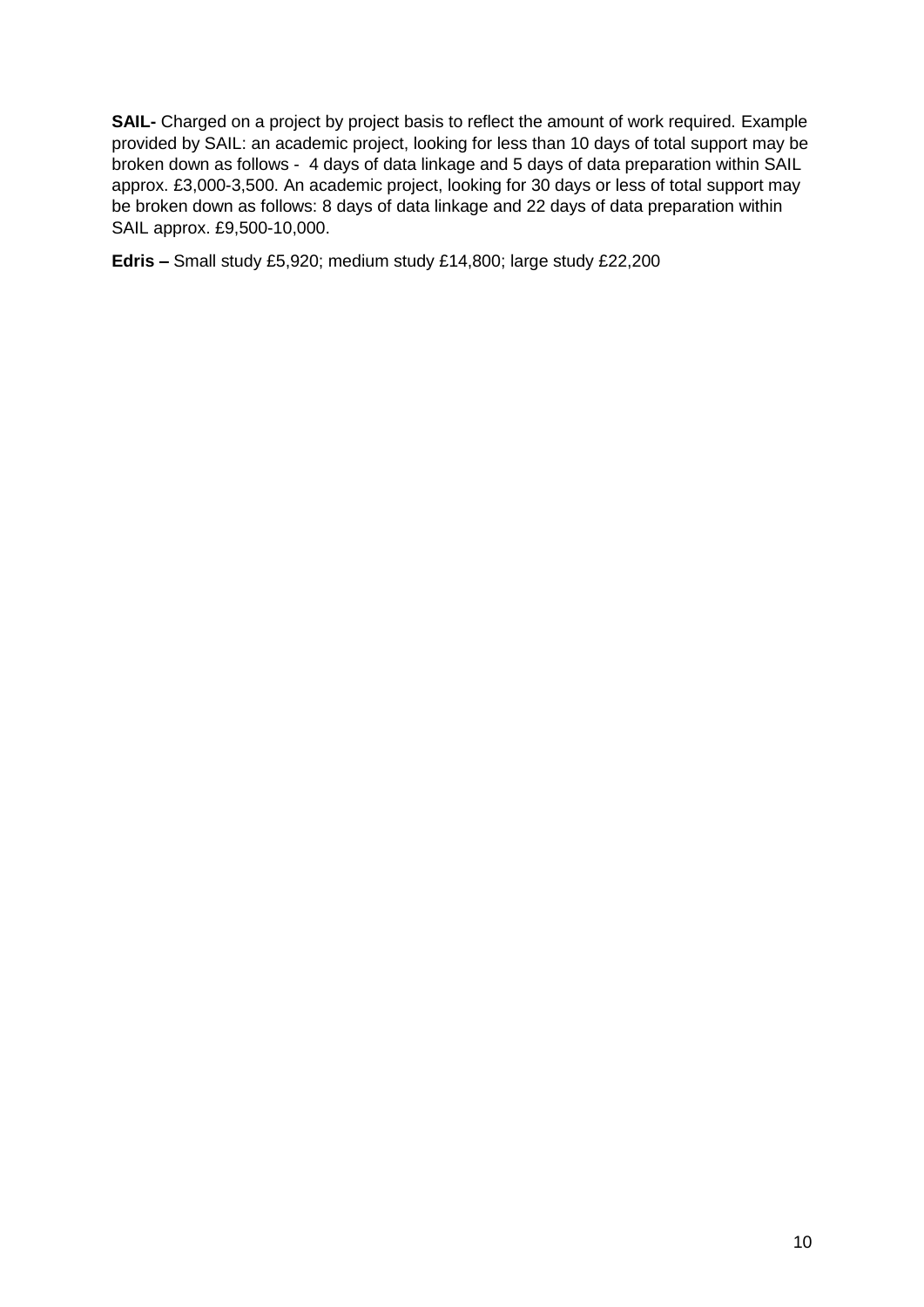**SAIL-** Charged on a project by project basis to reflect the amount of work required. Example provided by SAIL: an academic project, looking for less than 10 days of total support may be broken down as follows - 4 days of data linkage and 5 days of data preparation within SAIL approx. £3,000-3,500. An academic project, looking for 30 days or less of total support may be broken down as follows: 8 days of data linkage and 22 days of data preparation within SAIL approx. £9,500-10,000.

**Edris –** Small study £5,920; medium study £14,800; large study £22,200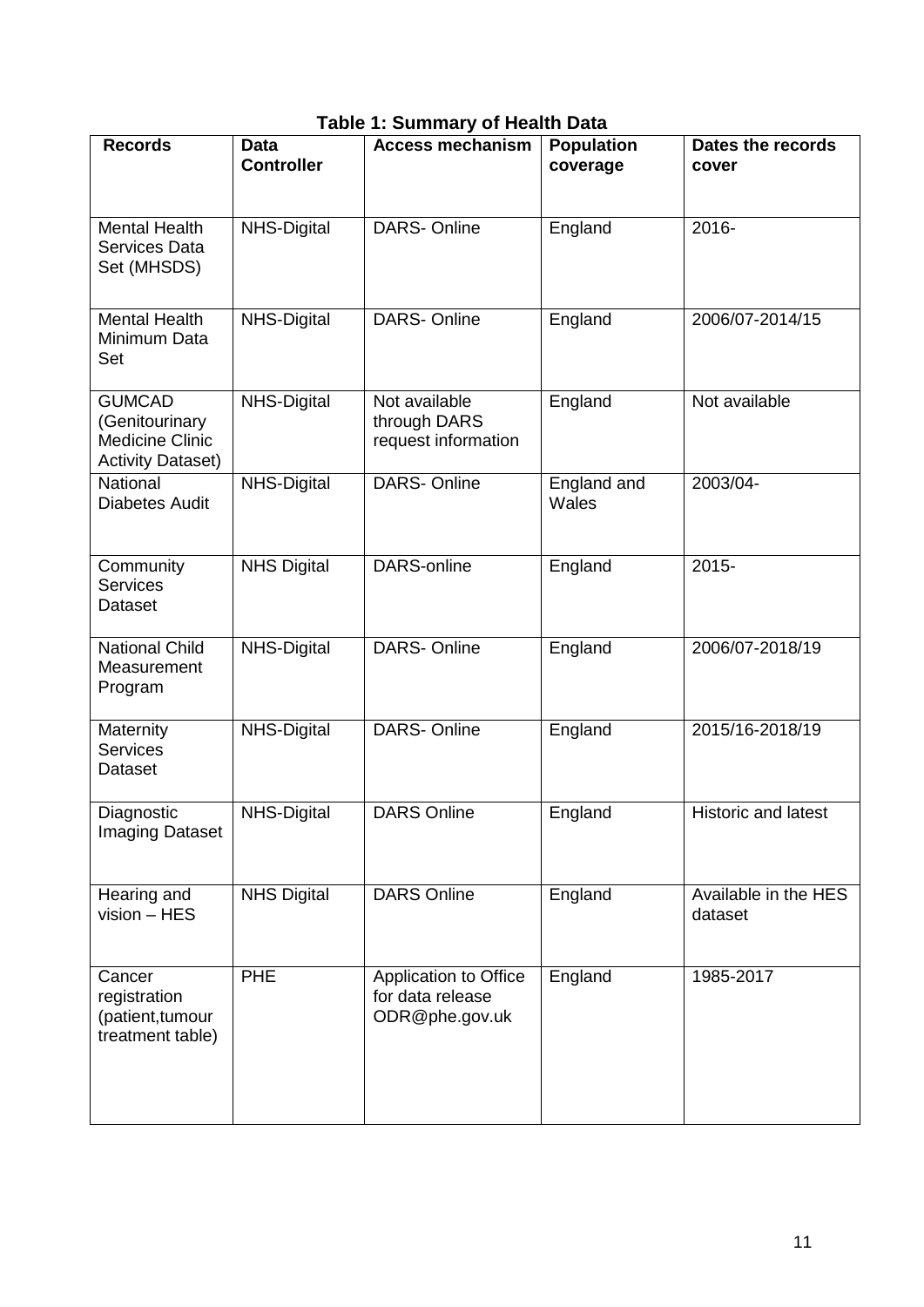**Table 1: Summary of Health Data**

| Records | Data Controller | Access mechanism | Population coverage | Dates the records cover |
| --- | --- | --- | --- | --- |
| Mental Health Services Data Set (MHSDS) | NHS-Digital | DARS- Online | England | 2016- |
| Mental Health Minimum Data Set | NHS-Digital | DARS- Online | England | 2006/07-2014/15 |
| GUMCAD (Genitourinary Medicine Clinic Activity Dataset) | NHS-Digital | Not available through DARS request information | England | Not available |
| National Diabetes Audit | NHS-Digital | DARS- Online | England and Wales | 2003/04- |
| Community Services Dataset | NHS Digital | DARS-online | England | 2015- |
| National Child Measurement Program | NHS-Digital | DARS- Online | England | 2006/07-2018/19 |
| Maternity Services Dataset | NHS-Digital | DARS- Online | England | 2015/16-2018/19 |
| Diagnostic Imaging Dataset | NHS-Digital | DARS Online | England | Historic and latest |
| Hearing and vision – HES | NHS Digital | DARS Online | England | Available in the HES dataset |
| Cancer registration (patient,tumour treatment table) | PHE | Application to Office for data release ODR@phe.gov.uk | England | 1985-2017 |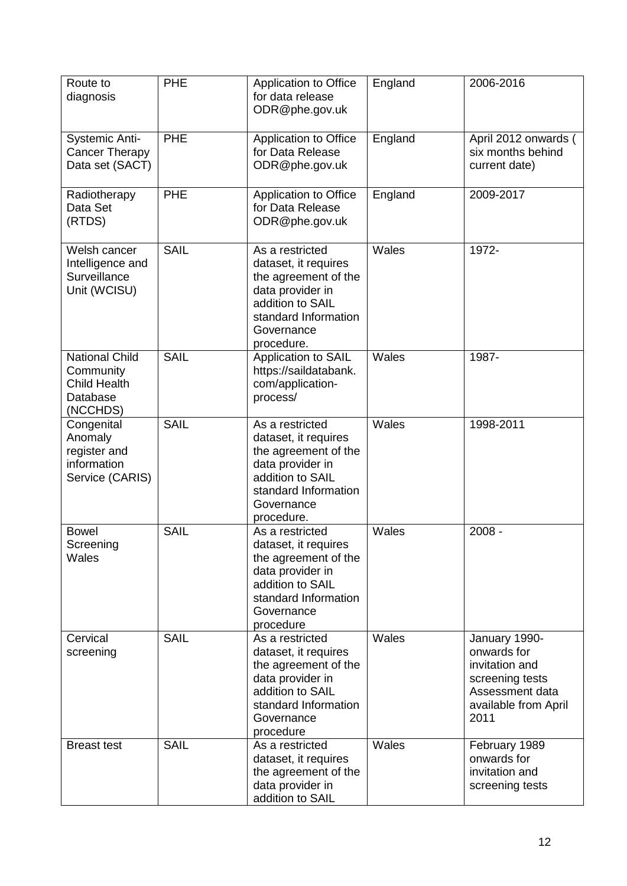| Route to diagnosis | PHE | Application to Office for data release ODR@phe.gov.uk | England | 2006-2016 |
|---|---|---|---|---|
| Systemic Anti-Cancer Therapy Data set (SACT) | PHE | Application to Office for Data Release ODR@phe.gov.uk | England | April 2012 onwards ( six months behind current date) |
| Radiotherapy Data Set (RTDS) | PHE | Application to Office for Data Release ODR@phe.gov.uk | England | 2009-2017 |
| Welsh cancer Intelligence and Surveillance Unit (WCISU) | SAIL | As a restricted dataset, it requires the agreement of the data provider in addition to SAIL standard Information Governance procedure. | Wales | 1972- |
| National Child Community Child Health Database (NCCHDS) | SAIL | Application to SAIL https://saildatabank.com/application-process/ | Wales | 1987- |
| Congenital Anomaly register and information Service (CARIS) | SAIL | As a restricted dataset, it requires the agreement of the data provider in addition to SAIL standard Information Governance procedure. | Wales | 1998-2011 |
| Bowel Screening Wales | SAIL | As a restricted dataset, it requires the agreement of the data provider in addition to SAIL standard Information Governance procedure | Wales | 2008 - |
| Cervical screening | SAIL | As a restricted dataset, it requires the agreement of the data provider in addition to SAIL standard Information Governance procedure | Wales | January 1990- onwards for invitation and screening tests Assessment data available from April 2011 |
| Breast test | SAIL | As a restricted dataset, it requires the agreement of the data provider in addition to SAIL | Wales | February 1989 onwards for invitation and screening tests |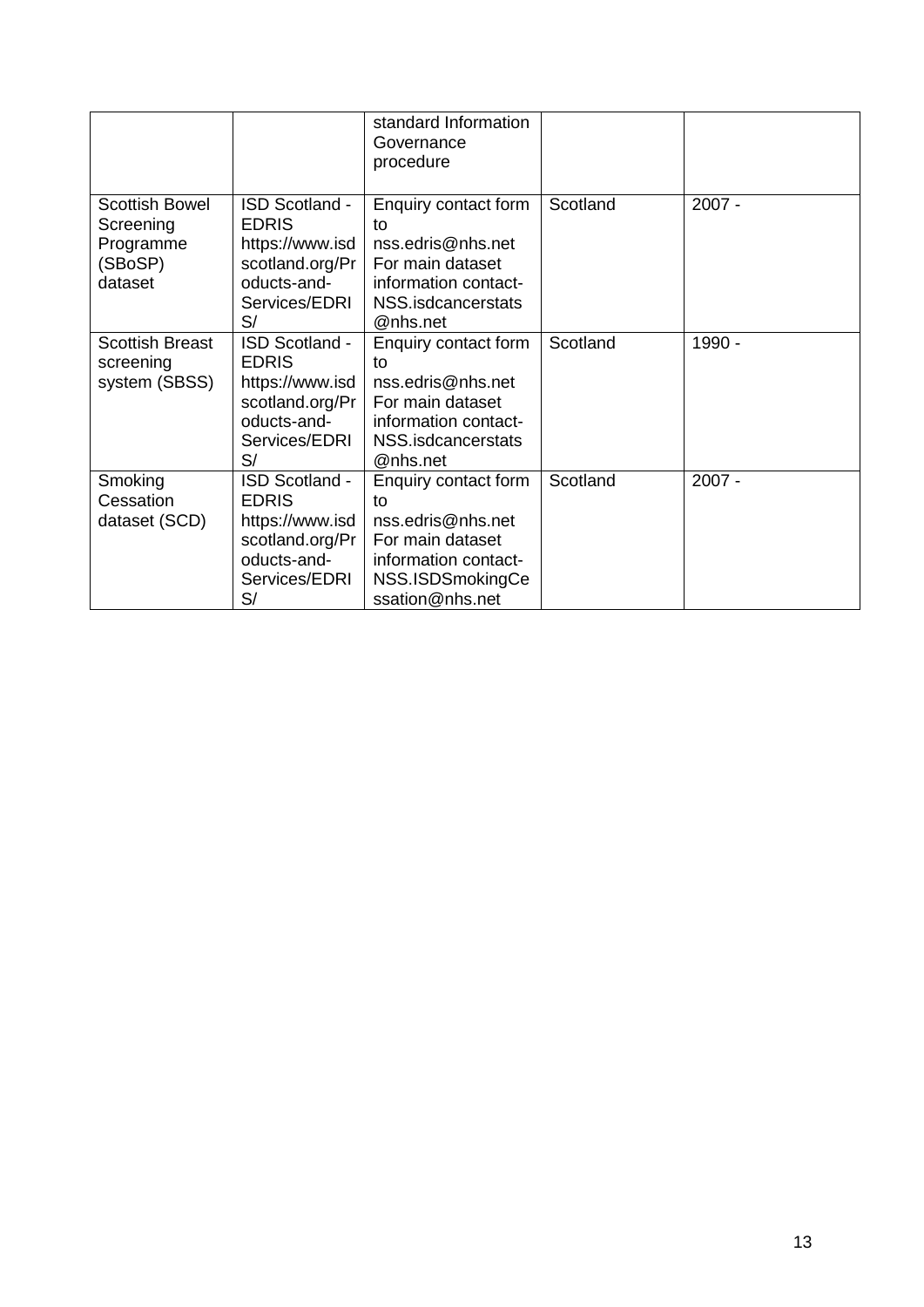| | | | | |
|---|---|---|---|---|
| | | standard Information Governance procedure | | |
| Scottish Bowel Screening Programme (SBoSP) dataset | ISD Scotland - EDRIS https://www.isdscotland.org/Products-and-Services/EDRIS/ | Enquiry contact form to nss.edris@nhs.net For main dataset information contact- NSS.isdcancerstats@nhs.net | Scotland | 2007 - |
| Scottish Breast screening system (SBSS) | ISD Scotland - EDRIS https://www.isdscotland.org/Products-and-Services/EDRIS/ | Enquiry contact form to nss.edris@nhs.net For main dataset information contact- NSS.isdcancerstats@nhs.net | Scotland | 1990 - |
| Smoking Cessation dataset (SCD) | ISD Scotland - EDRIS https://www.isdscotland.org/Products-and-Services/EDRIS/ | Enquiry contact form to nss.edris@nhs.net For main dataset information contact- NSS.ISDSmokingCessation@nhs.net | Scotland | 2007 - |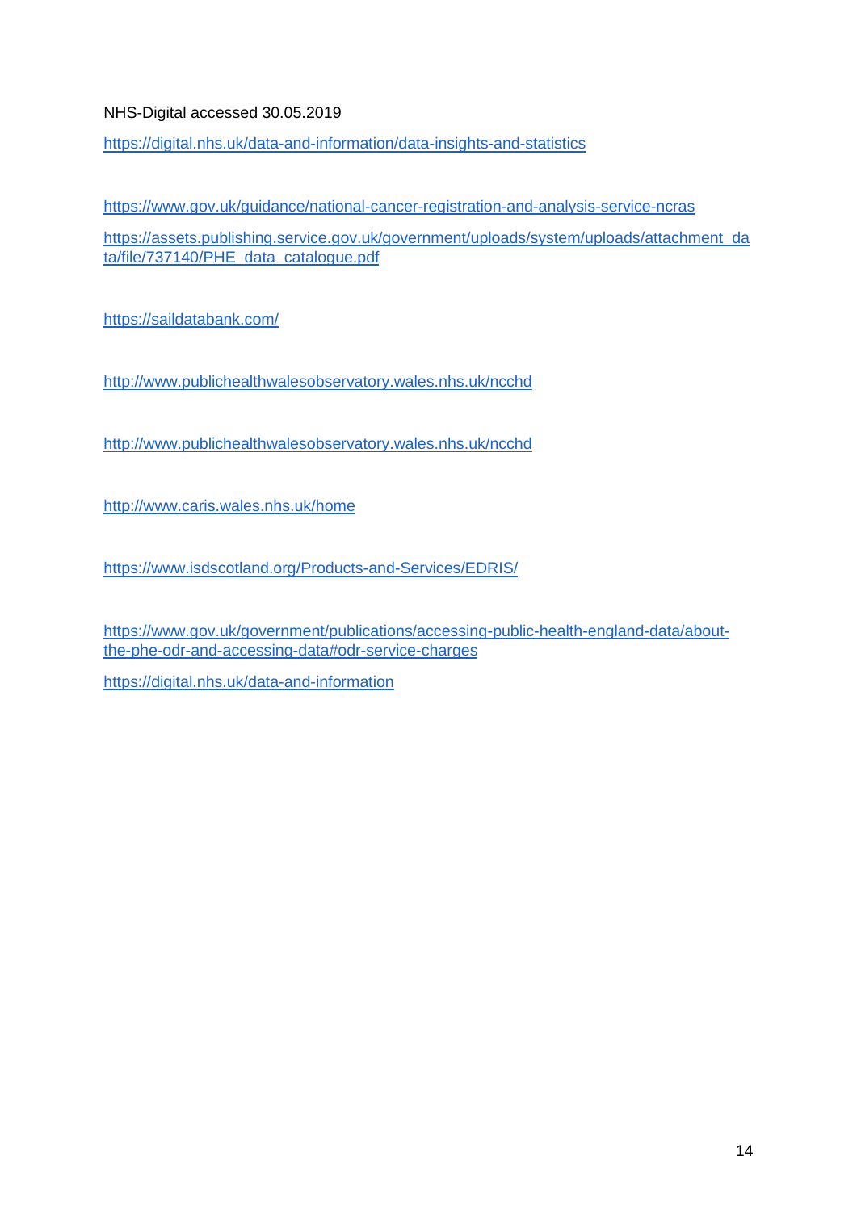NHS-Digital accessed 30.05.2019

https://digital.nhs.uk/data-and-information/data-insights-and-statistics

https://www.gov.uk/guidance/national-cancer-registration-and-analysis-service-ncras

https://assets.publishing.service.gov.uk/government/uploads/system/uploads/attachment_data/file/737140/PHE_data_catalogue.pdf

https://saildatabank.com/

http://www.publichealthwalesobservatory.wales.nhs.uk/ncchd

http://www.publichealthwalesobservatory.wales.nhs.uk/ncchd

http://www.caris.wales.nhs.uk/home

https://www.isdscotland.org/Products-and-Services/EDRIS/

https://www.gov.uk/government/publications/accessing-public-health-england-data/about-the-phe-odr-and-accessing-data#odr-service-charges

https://digital.nhs.uk/data-and-information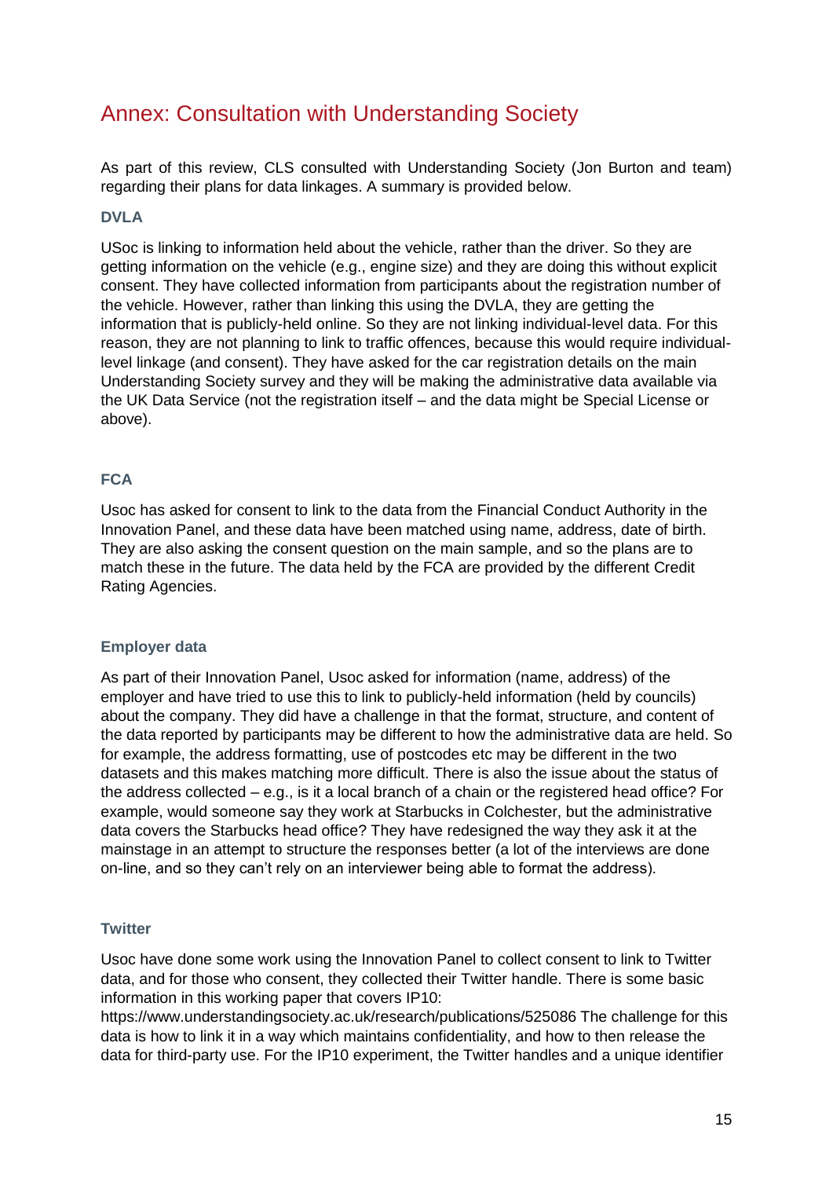# Annex: Consultation with Understanding Society

As part of this review, CLS consulted with Understanding Society (Jon Burton and team) regarding their plans for data linkages. A summary is provided below.

### DVLA

USoc is linking to information held about the vehicle, rather than the driver. So they are getting information on the vehicle (e.g., engine size) and they are doing this without explicit consent. They have collected information from participants about the registration number of the vehicle. However, rather than linking this using the DVLA, they are getting the information that is publicly-held online. So they are not linking individual-level data. For this reason, they are not planning to link to traffic offences, because this would require individual-level linkage (and consent). They have asked for the car registration details on the main Understanding Society survey and they will be making the administrative data available via the UK Data Service (not the registration itself – and the data might be Special License or above).

### FCA

Usoc has asked for consent to link to the data from the Financial Conduct Authority in the Innovation Panel, and these data have been matched using name, address, date of birth. They are also asking the consent question on the main sample, and so the plans are to match these in the future. The data held by the FCA are provided by the different Credit Rating Agencies.

### Employer data

As part of their Innovation Panel, Usoc asked for information (name, address) of the employer and have tried to use this to link to publicly-held information (held by councils) about the company. They did have a challenge in that the format, structure, and content of the data reported by participants may be different to how the administrative data are held. So for example, the address formatting, use of postcodes etc may be different in the two datasets and this makes matching more difficult. There is also the issue about the status of the address collected – e.g., is it a local branch of a chain or the registered head office? For example, would someone say they work at Starbucks in Colchester, but the administrative data covers the Starbucks head office? They have redesigned the way they ask it at the mainstage in an attempt to structure the responses better (a lot of the interviews are done on-line, and so they can't rely on an interviewer being able to format the address).

### Twitter

Usoc have done some work using the Innovation Panel to collect consent to link to Twitter data, and for those who consent, they collected their Twitter handle. There is some basic information in this working paper that covers IP10: https://www.understandingsociety.ac.uk/research/publications/525086 The challenge for this data is how to link it in a way which maintains confidentiality, and how to then release the data for third-party use. For the IP10 experiment, the Twitter handles and a unique identifier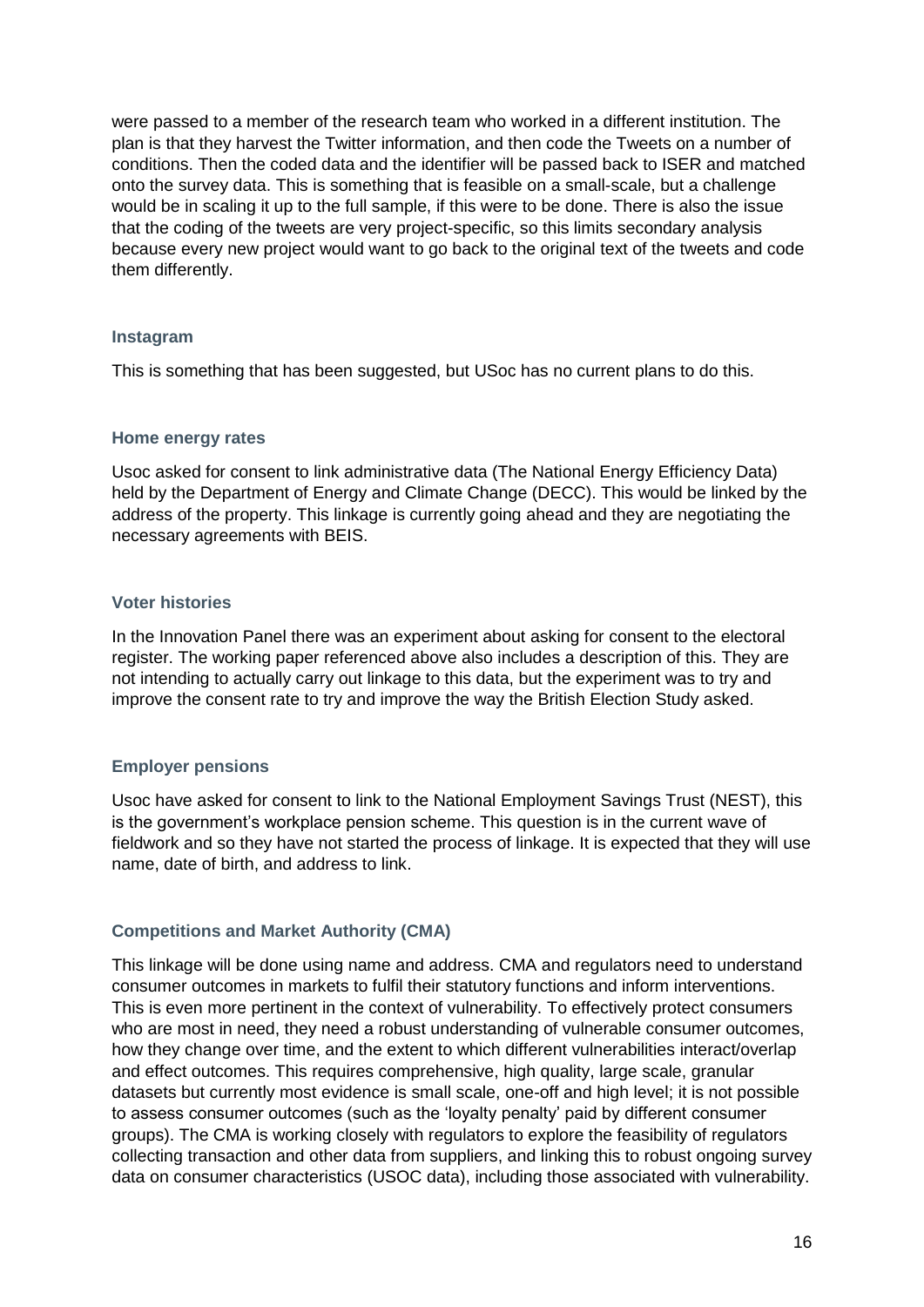were passed to a member of the research team who worked in a different institution. The plan is that they harvest the Twitter information, and then code the Tweets on a number of conditions. Then the coded data and the identifier will be passed back to ISER and matched onto the survey data. This is something that is feasible on a small-scale, but a challenge would be in scaling it up to the full sample, if this were to be done. There is also the issue that the coding of the tweets are very project-specific, so this limits secondary analysis because every new project would want to go back to the original text of the tweets and code them differently.

### Instagram

This is something that has been suggested, but USoc has no current plans to do this.

### Home energy rates

Usoc asked for consent to link administrative data (The National Energy Efficiency Data) held by the Department of Energy and Climate Change (DECC). This would be linked by the address of the property. This linkage is currently going ahead and they are negotiating the necessary agreements with BEIS.

### Voter histories

In the Innovation Panel there was an experiment about asking for consent to the electoral register. The working paper referenced above also includes a description of this. They are not intending to actually carry out linkage to this data, but the experiment was to try and improve the consent rate to try and improve the way the British Election Study asked.

### Employer pensions

Usoc have asked for consent to link to the National Employment Savings Trust (NEST), this is the government's workplace pension scheme. This question is in the current wave of fieldwork and so they have not started the process of linkage. It is expected that they will use name, date of birth, and address to link.

### Competitions and Market Authority (CMA)

This linkage will be done using name and address. CMA and regulators need to understand consumer outcomes in markets to fulfil their statutory functions and inform interventions. This is even more pertinent in the context of vulnerability. To effectively protect consumers who are most in need, they need a robust understanding of vulnerable consumer outcomes, how they change over time, and the extent to which different vulnerabilities interact/overlap and effect outcomes. This requires comprehensive, high quality, large scale, granular datasets but currently most evidence is small scale, one-off and high level; it is not possible to assess consumer outcomes (such as the 'loyalty penalty' paid by different consumer groups). The CMA is working closely with regulators to explore the feasibility of regulators collecting transaction and other data from suppliers, and linking this to robust ongoing survey data on consumer characteristics (USOC data), including those associated with vulnerability.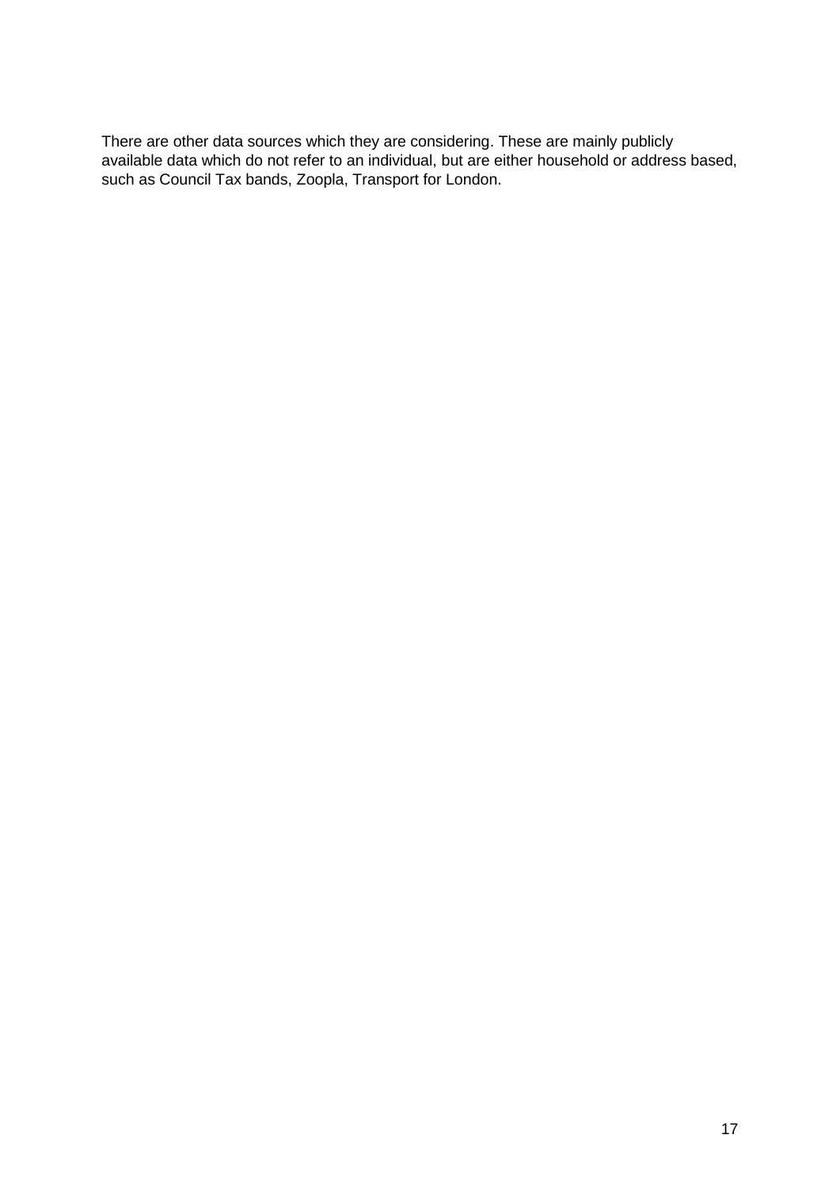There are other data sources which they are considering. These are mainly publicly available data which do not refer to an individual, but are either household or address based, such as Council Tax bands, Zoopla, Transport for London.